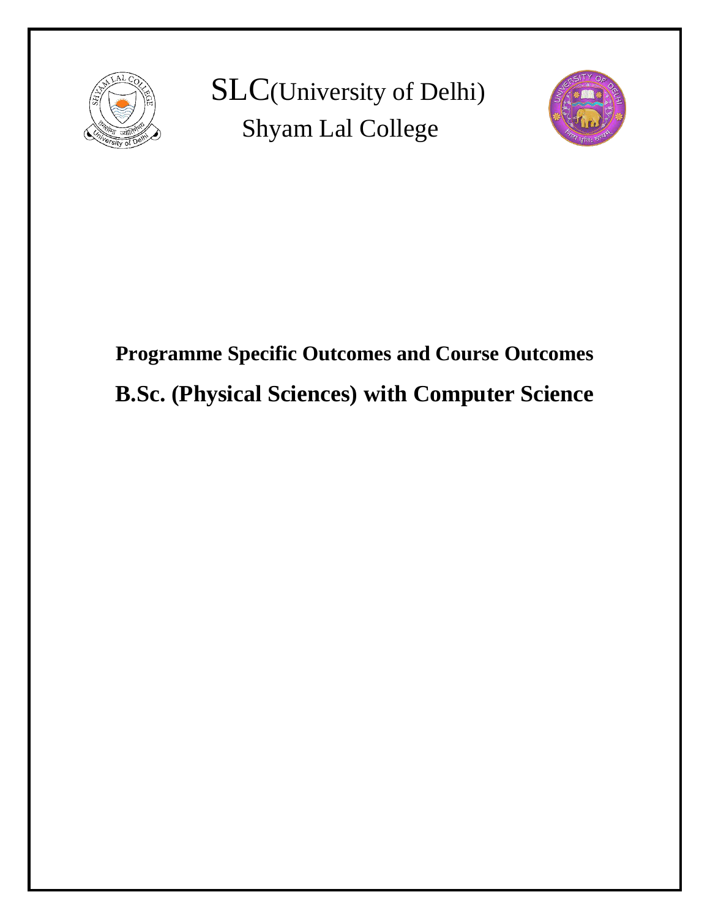# SLC(University of Delhi)

## Shyam Lal College

## Programme Specific Outcomes and Course Outcomes

## B.Sc. (Physical Sciences) with Computer Science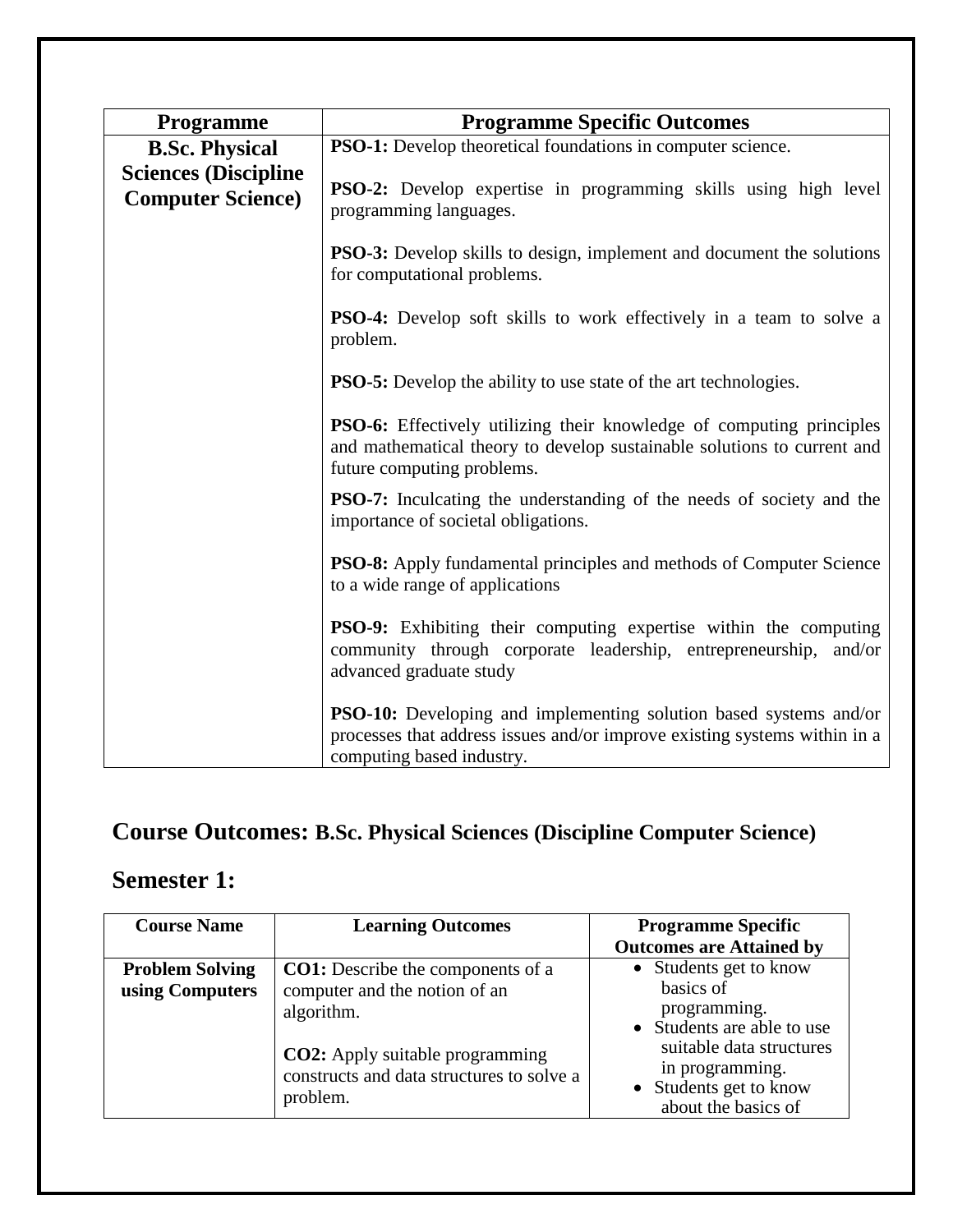| Programme | Programme Specific Outcomes |
|---|---|
| **B.Sc. Physical Sciences (Discipline Computer Science)** | **PSO-1:** Develop theoretical foundations in computer science.<br><br>**PSO-2:** Develop expertise in programming skills using high level programming languages.<br><br>**PSO-3:** Develop skills to design, implement and document the solutions for computational problems.<br><br>**PSO-4:** Develop soft skills to work effectively in a team to solve a problem.<br><br>**PSO-5:** Develop the ability to use state of the art technologies.<br><br>**PSO-6:** Effectively utilizing their knowledge of computing principles and mathematical theory to develop sustainable solutions to current and future computing problems.<br><br>**PSO-7:** Inculcating the understanding of the needs of society and the importance of societal obligations.<br><br>**PSO-8:** Apply fundamental principles and methods of Computer Science to a wide range of applications<br><br>**PSO-9:** Exhibiting their computing expertise within the computing community through corporate leadership, entrepreneurship, and/or advanced graduate study<br><br>**PSO-10:** Developing and implementing solution based systems and/or processes that address issues and/or improve existing systems within in a computing based industry. |

## Course Outcomes: B.Sc. Physical Sciences (Discipline Computer Science)

## Semester 1:

| Course Name | Learning Outcomes | Programme Specific Outcomes are Attained by |
|---|---|---|
| **Problem Solving using Computers** | **CO1:** Describe the components of a computer and the notion of an algorithm.<br><br>**CO2:** Apply suitable programming constructs and data structures to solve a problem. | • Students get to know basics of programming.<br>• Students are able to use suitable data structures in programming.<br>• Students get to know about the basics of |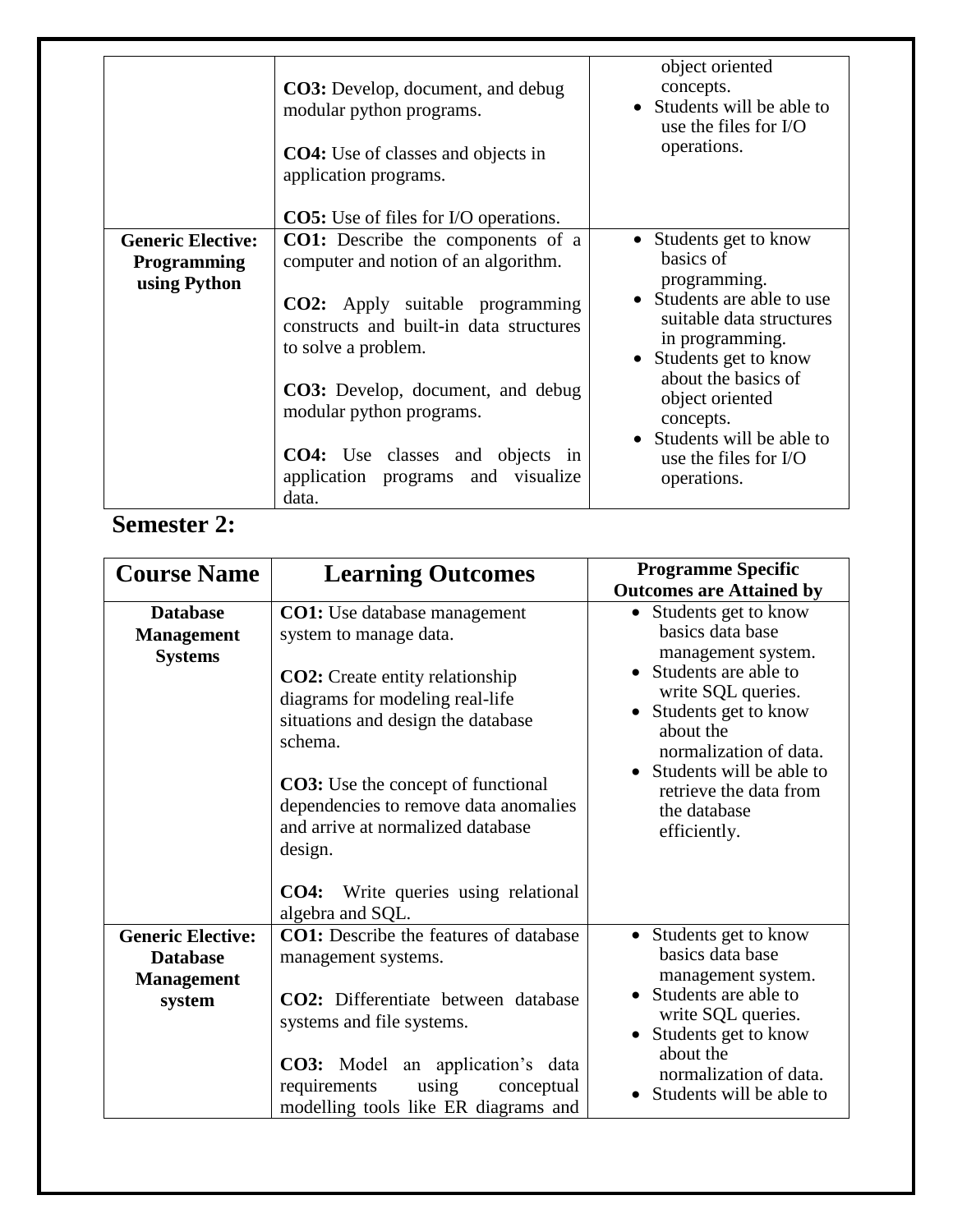| | | |
|---|---|---|
| | **CO3:** Develop, document, and debug modular python programs.<br><br>**CO4:** Use of classes and objects in application programs.<br><br>**CO5:** Use of files for I/O operations. | object oriented concepts.<br>• Students will be able to use the files for I/O operations. |
| **Generic Elective: Programming using Python** | **CO1:** Describe the components of a computer and notion of an algorithm.<br><br>**CO2:** Apply suitable programming constructs and built-in data structures to solve a problem.<br><br>**CO3:** Develop, document, and debug modular python programs.<br><br>**CO4:** Use classes and objects in application programs and visualize data. | • Students get to know basics of programming.<br>• Students are able to use suitable data structures in programming.<br>• Students get to know about the basics of object oriented concepts.<br>• Students will be able to use the files for I/O operations. |

## Semester 2:

| Course Name | Learning Outcomes | Programme Specific Outcomes are Attained by |
|---|---|---|
| **Database Management Systems** | **CO1:** Use database management system to manage data.<br><br>**CO2:** Create entity relationship diagrams for modeling real-life situations and design the database schema.<br><br>**CO3:** Use the concept of functional dependencies to remove data anomalies and arrive at normalized database design.<br><br>**CO4:** Write queries using relational algebra and SQL. | • Students get to know basics data base management system.<br>• Students are able to write SQL queries.<br>• Students get to know about the normalization of data.<br>• Students will be able to retrieve the data from the database efficiently. |
| **Generic Elective: Database Management system** | **CO1:** Describe the features of database management systems.<br><br>**CO2:** Differentiate between database systems and file systems.<br><br>**CO3:** Model an application's data requirements using conceptual modelling tools like ER diagrams and | • Students get to know basics data base management system.<br>• Students are able to write SQL queries.<br>• Students get to know about the normalization of data.<br>• Students will be able to |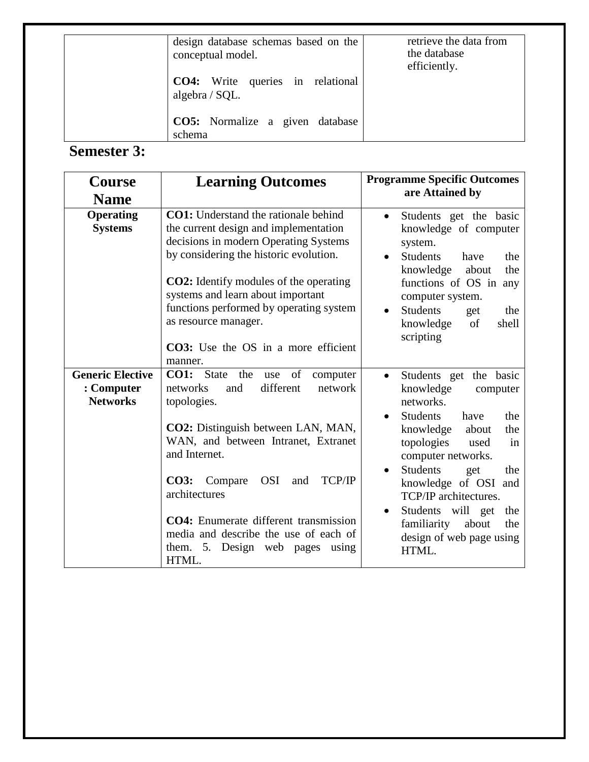| | | |
|---|---|---|
| | design database schemas based on the conceptual model.<br><br>**CO4:** Write queries in relational algebra / SQL.<br><br>**CO5:** Normalize a given database schema | retrieve the data from the database efficiently. |

## Semester 3:

| Course Name | Learning Outcomes | Programme Specific Outcomes are Attained by |
|---|---|---|
| **Operating Systems** | **CO1:** Understand the rationale behind the current design and implementation decisions in modern Operating Systems by considering the historic evolution.<br><br>**CO2:** Identify modules of the operating systems and learn about important functions performed by operating system as resource manager.<br><br>**CO3:** Use the OS in a more efficient manner. | • Students get the basic knowledge of computer system.<br>• Students have the knowledge about the functions of OS in any computer system.<br>• Students get the knowledge of shell scripting |
| **Generic Elective : Computer Networks** | **CO1:** State the use of computer networks and different network topologies.<br><br>**CO2:** Distinguish between LAN, MAN, WAN, and between Intranet, Extranet and Internet.<br><br>**CO3:** Compare OSI and TCP/IP architectures<br><br>**CO4:** Enumerate different transmission media and describe the use of each of them. 5. Design web pages using HTML. | • Students get the basic knowledge computer networks.<br>• Students have the knowledge about the topologies used in computer networks.<br>• Students get the knowledge of OSI and TCP/IP architectures.<br>• Students will get the familiarity about the design of web page using HTML. |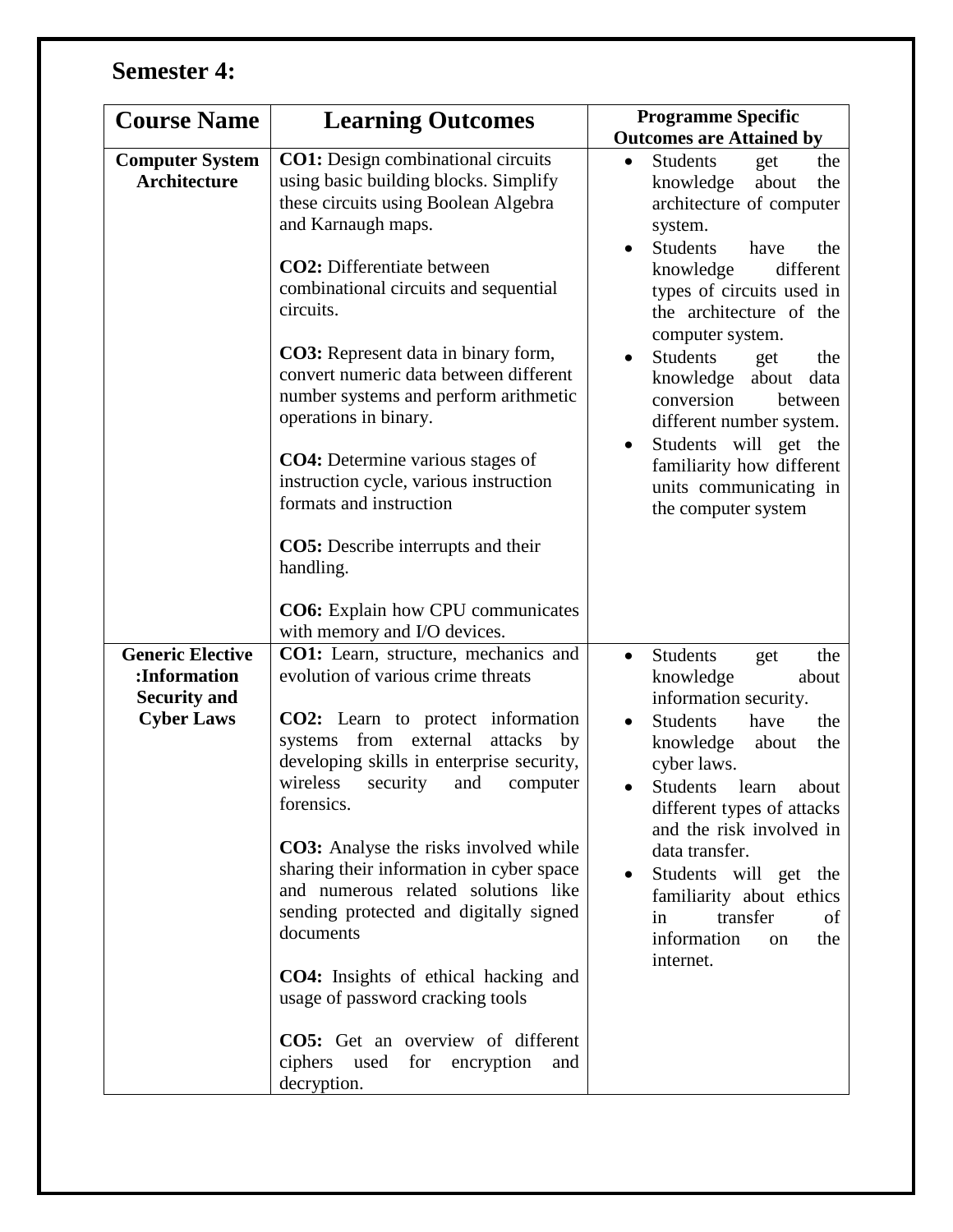## Semester 4:

| Course Name | Learning Outcomes | Programme Specific Outcomes are Attained by |
|---|---|---|
| **Computer System Architecture** | **CO1:** Design combinational circuits using basic building blocks. Simplify these circuits using Boolean Algebra and Karnaugh maps.<br><br>**CO2:** Differentiate between combinational circuits and sequential circuits.<br><br>**CO3:** Represent data in binary form, convert numeric data between different number systems and perform arithmetic operations in binary.<br><br>**CO4:** Determine various stages of instruction cycle, various instruction formats and instruction<br><br>**CO5:** Describe interrupts and their handling.<br><br>**CO6:** Explain how CPU communicates with memory and I/O devices. | • Students get the knowledge about the architecture of computer system.<br>• Students have the knowledge different types of circuits used in the architecture of the computer system.<br>• Students get the knowledge about data conversion between different number system.<br>• Students will get the familiarity how different units communicating in the computer system |
| **Generic Elective :Information Security and Cyber Laws** | **CO1:** Learn, structure, mechanics and evolution of various crime threats<br><br>**CO2:** Learn to protect information systems from external attacks by developing skills in enterprise security, wireless security and computer forensics.<br><br>**CO3:** Analyse the risks involved while sharing their information in cyber space and numerous related solutions like sending protected and digitally signed documents<br><br>**CO4:** Insights of ethical hacking and usage of password cracking tools<br><br>**CO5:** Get an overview of different ciphers used for encryption and decryption. | • Students get the knowledge about information security.<br>• Students have the knowledge about the cyber laws.<br>• Students learn about different types of attacks and the risk involved in data transfer.<br>• Students will get the familiarity about ethics in transfer of information on the internet. |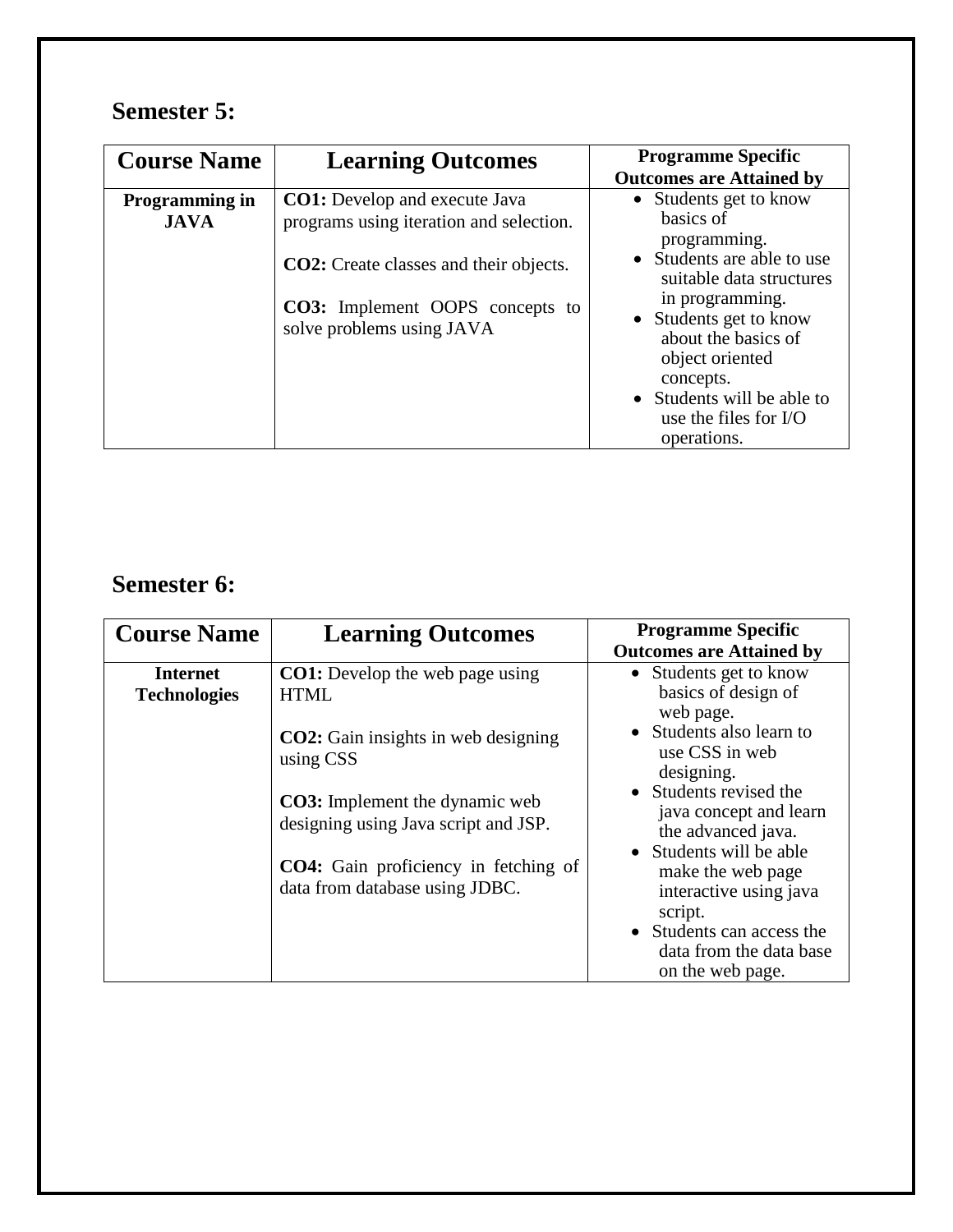## Semester 5:

| Course Name | Learning Outcomes | Programme Specific Outcomes are Attained by |
|---|---|---|
| **Programming in JAVA** | **CO1:** Develop and execute Java programs using iteration and selection.<br><br>**CO2:** Create classes and their objects.<br><br>**CO3:** Implement OOPS concepts to solve problems using JAVA | • Students get to know basics of programming.<br>• Students are able to use suitable data structures in programming.<br>• Students get to know about the basics of object oriented concepts.<br>• Students will be able to use the files for I/O operations. |

## Semester 6:

| Course Name | Learning Outcomes | Programme Specific Outcomes are Attained by |
|---|---|---|
| **Internet Technologies** | **CO1:** Develop the web page using HTML<br><br>**CO2:** Gain insights in web designing using CSS<br><br>**CO3:** Implement the dynamic web designing using Java script and JSP.<br><br>**CO4:** Gain proficiency in fetching of data from database using JDBC. | • Students get to know basics of design of web page.<br>• Students also learn to use CSS in web designing.<br>• Students revised the java concept and learn the advanced java.<br>• Students will be able make the web page interactive using java script.<br>• Students can access the data from the data base on the web page. |